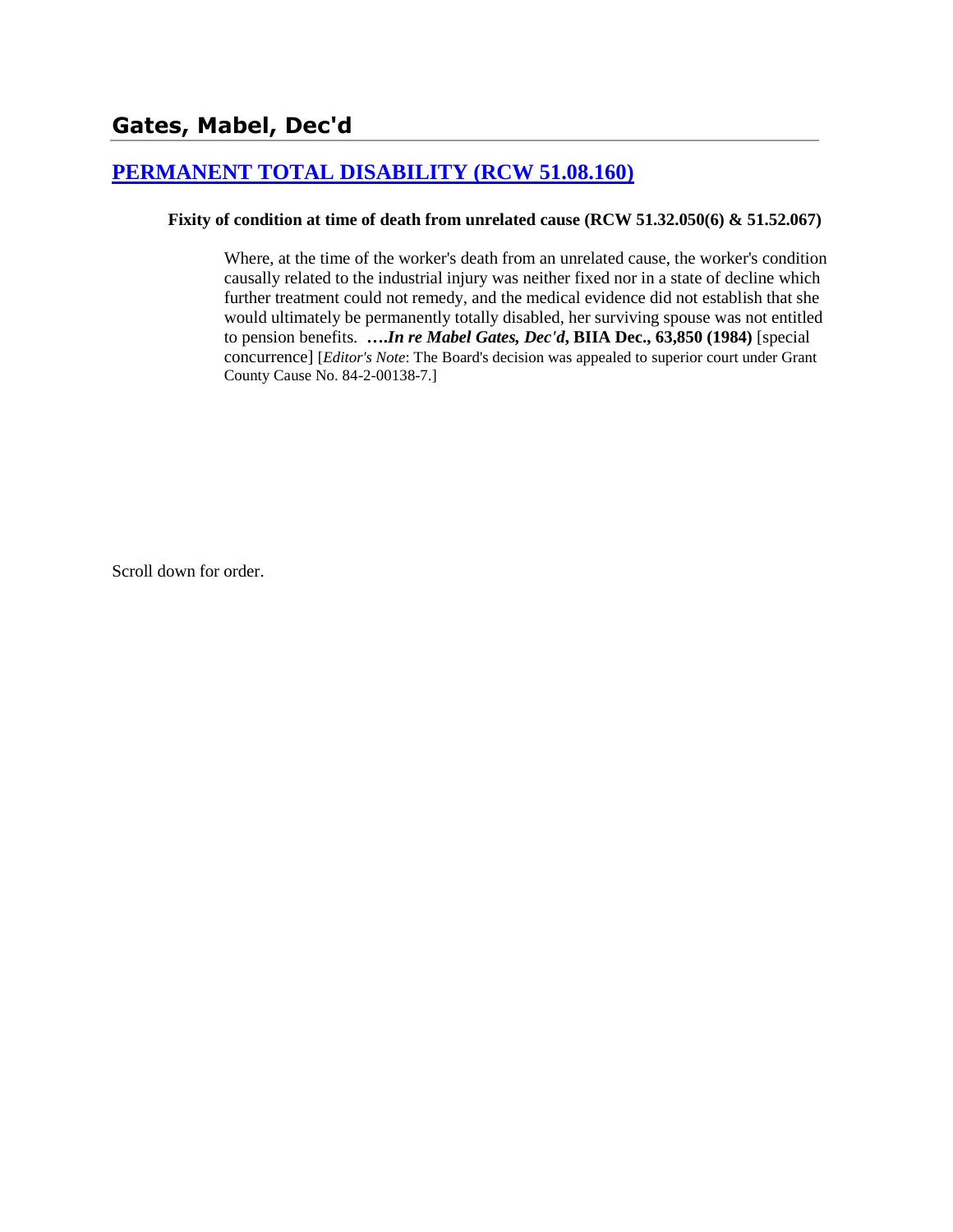## Gates, Mabel, Dec'd

### [PERMANENT TOTAL DISABILITY (RCW 51.08.160)](#)

**Fixity of condition at time of death from unrelated cause (RCW 51.32.050(6) & 51.52.067)**

> Where, at the time of the worker's death from an unrelated cause, the worker's condition causally related to the industrial injury was neither fixed nor in a state of decline which further treatment could not remedy, and the medical evidence did not establish that she would ultimately be permanently totally disabled, her surviving spouse was not entitled to pension benefits. ***….In re Mabel Gates, Dec'd*, BIIA Dec., 63,850 (1984)** [special concurrence] [*Editor's Note*: The Board's decision was appealed to superior court under Grant County Cause No. 84-2-00138-7.]

Scroll down for order.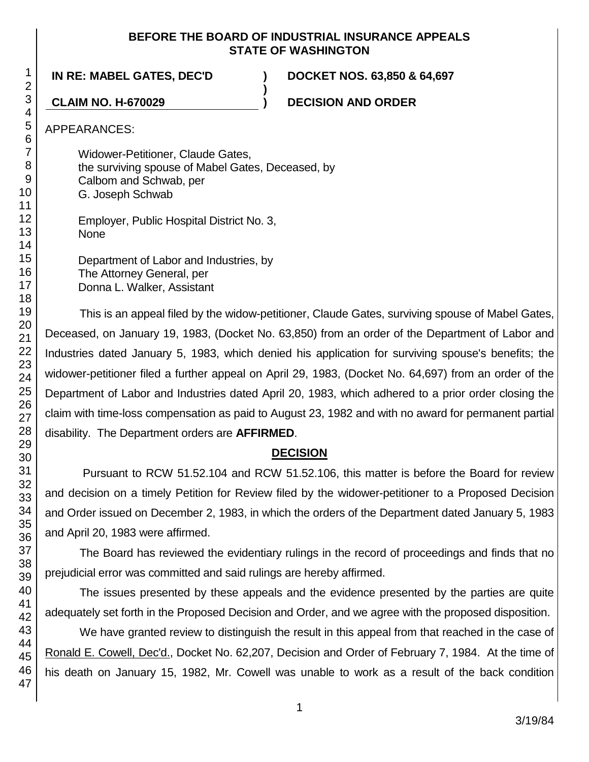**BEFORE THE BOARD OF INDUSTRIAL INSURANCE APPEALS**
**STATE OF WASHINGTON**

**IN RE: MABEL GATES, DEC'D** ) **DOCKET NOS. 63,850 & 64,697**
)
**CLAIM NO. H-670029** ) **DECISION AND ORDER**

APPEARANCES:

Widower-Petitioner, Claude Gates,
the surviving spouse of Mabel Gates, Deceased, by
Calbom and Schwab, per
G. Joseph Schwab

Employer, Public Hospital District No. 3,
None

Department of Labor and Industries, by
The Attorney General, per
Donna L. Walker, Assistant

This is an appeal filed by the widow-petitioner, Claude Gates, surviving spouse of Mabel Gates, Deceased, on January 19, 1983, (Docket No. 63,850) from an order of the Department of Labor and Industries dated January 5, 1983, which denied his application for surviving spouse's benefits; the widower-petitioner filed a further appeal on April 29, 1983, (Docket No. 64,697) from an order of the Department of Labor and Industries dated April 20, 1983, which adhered to a prior order closing the claim with time-loss compensation as paid to August 23, 1982 and with no award for permanent partial disability. The Department orders are **AFFIRMED**.

## DECISION

Pursuant to RCW 51.52.104 and RCW 51.52.106, this matter is before the Board for review and decision on a timely Petition for Review filed by the widower-petitioner to a Proposed Decision and Order issued on December 2, 1983, in which the orders of the Department dated January 5, 1983 and April 20, 1983 were affirmed.

The Board has reviewed the evidentiary rulings in the record of proceedings and finds that no prejudicial error was committed and said rulings are hereby affirmed.

The issues presented by these appeals and the evidence presented by the parties are quite adequately set forth in the Proposed Decision and Order, and we agree with the proposed disposition.

We have granted review to distinguish the result in this appeal from that reached in the case of Ronald E. Cowell, Dec'd., Docket No. 62,207, Decision and Order of February 7, 1984. At the time of his death on January 15, 1982, Mr. Cowell was unable to work as a result of the back condition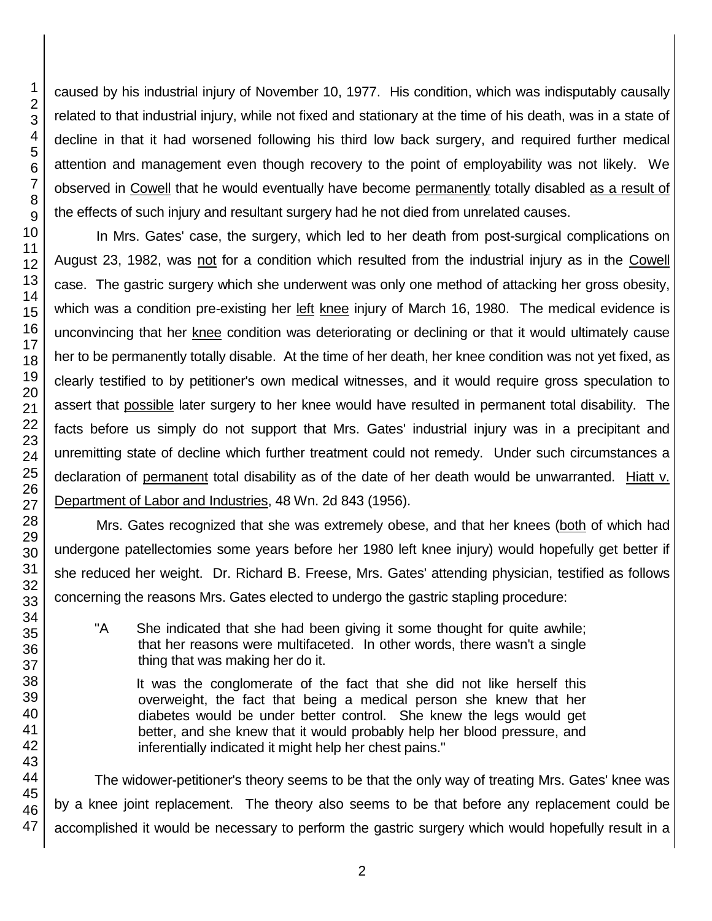caused by his industrial injury of November 10, 1977. His condition, which was indisputably causally related to that industrial injury, while not fixed and stationary at the time of his death, was in a state of decline in that it had worsened following his third low back surgery, and required further medical attention and management even though recovery to the point of employability was not likely. We observed in Cowell that he would eventually have become permanently totally disabled as a result of the effects of such injury and resultant surgery had he not died from unrelated causes.

In Mrs. Gates' case, the surgery, which led to her death from post-surgical complications on August 23, 1982, was not for a condition which resulted from the industrial injury as in the Cowell case. The gastric surgery which she underwent was only one method of attacking her gross obesity, which was a condition pre-existing her left knee injury of March 16, 1980. The medical evidence is unconvincing that her knee condition was deteriorating or declining or that it would ultimately cause her to be permanently totally disable. At the time of her death, her knee condition was not yet fixed, as clearly testified to by petitioner's own medical witnesses, and it would require gross speculation to assert that possible later surgery to her knee would have resulted in permanent total disability. The facts before us simply do not support that Mrs. Gates' industrial injury was in a precipitant and unremitting state of decline which further treatment could not remedy. Under such circumstances a declaration of permanent total disability as of the date of her death would be unwarranted. Hiatt v. Department of Labor and Industries, 48 Wn. 2d 843 (1956).

Mrs. Gates recognized that she was extremely obese, and that her knees (both of which had undergone patellectomies some years before her 1980 left knee injury) would hopefully get better if she reduced her weight. Dr. Richard B. Freese, Mrs. Gates' attending physician, testified as follows concerning the reasons Mrs. Gates elected to undergo the gastric stapling procedure:

> "A She indicated that she had been giving it some thought for quite awhile; that her reasons were multifaceted. In other words, there wasn't a single thing that was making her do it.
>
> It was the conglomerate of the fact that she did not like herself this overweight, the fact that being a medical person she knew that her diabetes would be under better control. She knew the legs would get better, and she knew that it would probably help her blood pressure, and inferentially indicated it might help her chest pains."

The widower-petitioner's theory seems to be that the only way of treating Mrs. Gates' knee was by a knee joint replacement. The theory also seems to be that before any replacement could be accomplished it would be necessary to perform the gastric surgery which would hopefully result in a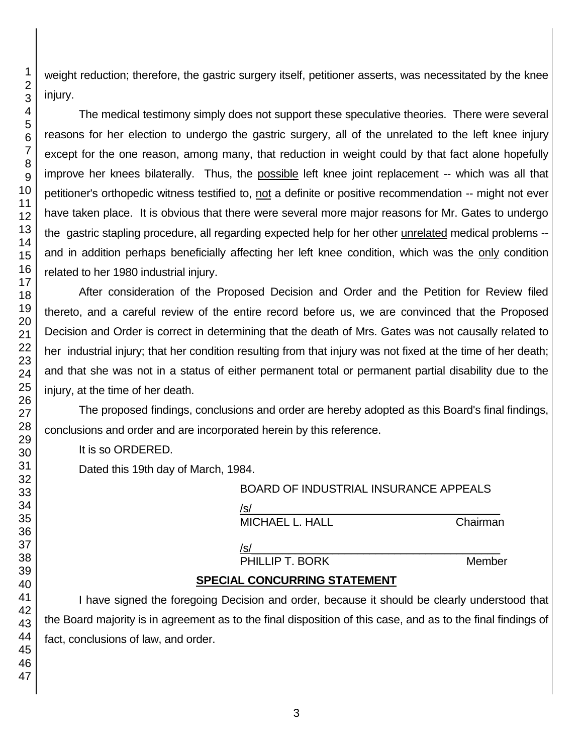weight reduction; therefore, the gastric surgery itself, petitioner asserts, was necessitated by the knee injury.

The medical testimony simply does not support these speculative theories. There were several reasons for her election to undergo the gastric surgery, all of the unrelated to the left knee injury except for the one reason, among many, that reduction in weight could by that fact alone hopefully improve her knees bilaterally. Thus, the possible left knee joint replacement -- which was all that petitioner's orthopedic witness testified to, not a definite or positive recommendation -- might not ever have taken place. It is obvious that there were several more major reasons for Mr. Gates to undergo the gastric stapling procedure, all regarding expected help for her other unrelated medical problems -- and in addition perhaps beneficially affecting her left knee condition, which was the only condition related to her 1980 industrial injury.

After consideration of the Proposed Decision and Order and the Petition for Review filed thereto, and a careful review of the entire record before us, we are convinced that the Proposed Decision and Order is correct in determining that the death of Mrs. Gates was not causally related to her industrial injury; that her condition resulting from that injury was not fixed at the time of her death; and that she was not in a status of either permanent total or permanent partial disability due to the injury, at the time of her death.

The proposed findings, conclusions and order are hereby adopted as this Board's final findings, conclusions and order and are incorporated herein by this reference.

It is so ORDERED.

Dated this 19th day of March, 1984.

BOARD OF INDUSTRIAL INSURANCE APPEALS

/s/
MICHAEL L. HALL Chairman

/s/
PHILLIP T. BORK Member

**SPECIAL CONCURRING STATEMENT**

I have signed the foregoing Decision and order, because it should be clearly understood that the Board majority is in agreement as to the final disposition of this case, and as to the final findings of fact, conclusions of law, and order.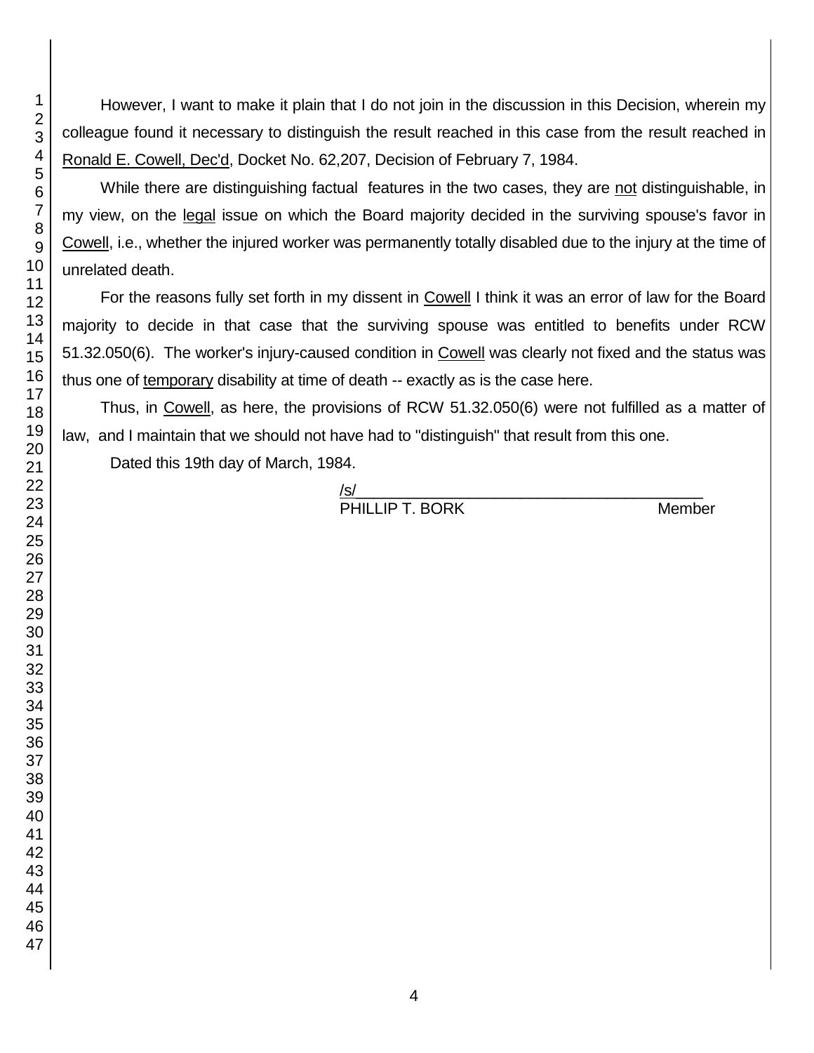However, I want to make it plain that I do not join in the discussion in this Decision, wherein my colleague found it necessary to distinguish the result reached in this case from the result reached in Ronald E. Cowell, Dec'd, Docket No. 62,207, Decision of February 7, 1984.

While there are distinguishing factual features in the two cases, they are not distinguishable, in my view, on the legal issue on which the Board majority decided in the surviving spouse's favor in Cowell, i.e., whether the injured worker was permanently totally disabled due to the injury at the time of unrelated death.

For the reasons fully set forth in my dissent in Cowell I think it was an error of law for the Board majority to decide in that case that the surviving spouse was entitled to benefits under RCW 51.32.050(6). The worker's injury-caused condition in Cowell was clearly not fixed and the status was thus one of temporary disability at time of death -- exactly as is the case here.

Thus, in Cowell, as here, the provisions of RCW 51.32.050(6) were not fulfilled as a matter of law, and I maintain that we should not have had to "distinguish" that result from this one.

Dated this 19th day of March, 1984.

/s/________________________________________
PHILLIP T. BORK Member